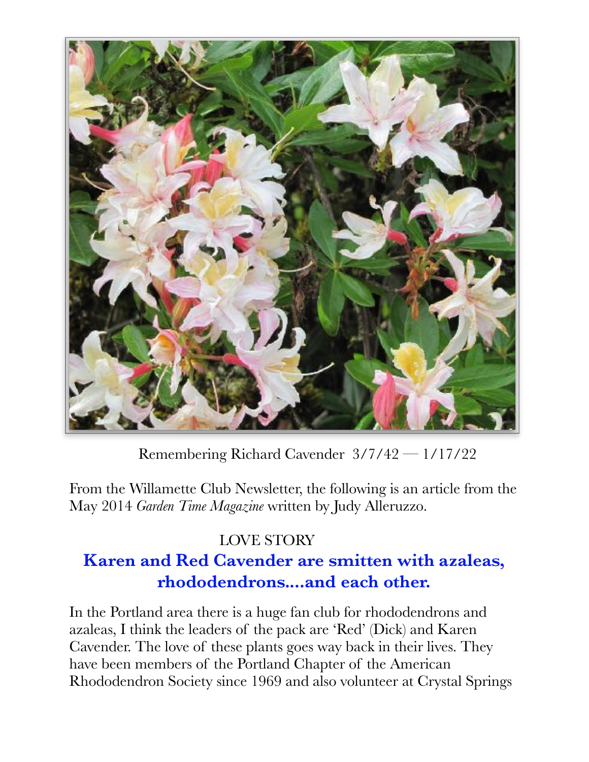Remembering Richard Cavender 3/7/42 — 1/17/22

From the Willamette Club Newsletter, the following is an article from the May 2014 *Garden Time Magazine* written by Judy Alleruzzo.

LOVE STORY

## Karen and Red Cavender are smitten with azaleas, rhododendrons....and each other.

In the Portland area there is a huge fan club for rhododendrons and azaleas, I think the leaders of the pack are 'Red' (Dick) and Karen Cavender. The love of these plants goes way back in their lives. They have been members of the Portland Chapter of the American Rhododendron Society since 1969 and also volunteer at Crystal Springs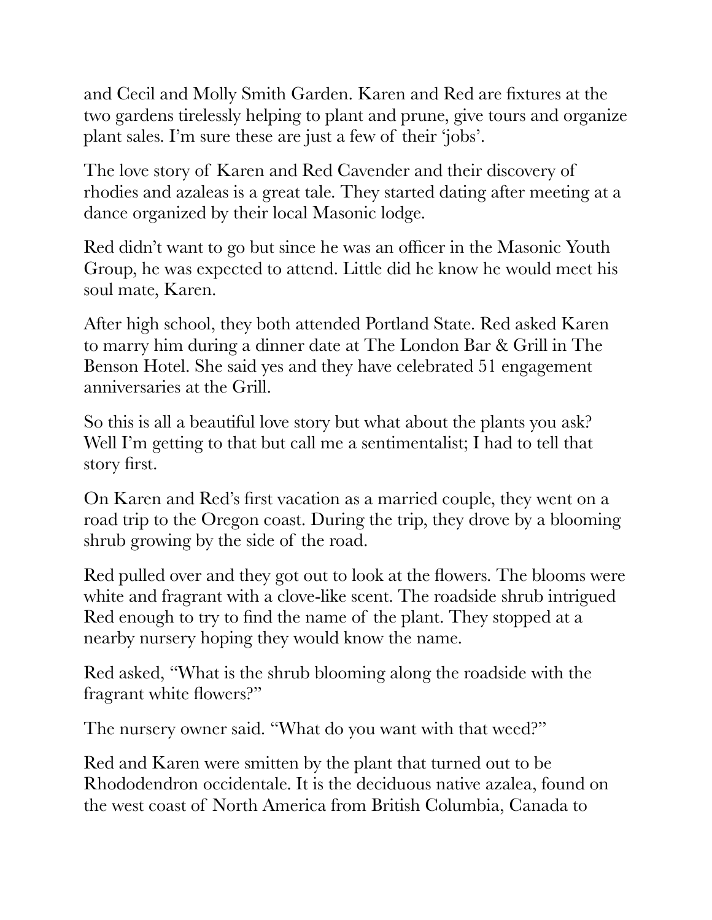and Cecil and Molly Smith Garden. Karen and Red are fixtures at the two gardens tirelessly helping to plant and prune, give tours and organize plant sales. I'm sure these are just a few of their 'jobs'.

The love story of Karen and Red Cavender and their discovery of rhodies and azaleas is a great tale. They started dating after meeting at a dance organized by their local Masonic lodge.

Red didn't want to go but since he was an officer in the Masonic Youth Group, he was expected to attend. Little did he know he would meet his soul mate, Karen.

After high school, they both attended Portland State. Red asked Karen to marry him during a dinner date at The London Bar & Grill in The Benson Hotel. She said yes and they have celebrated 51 engagement anniversaries at the Grill.

So this is all a beautiful love story but what about the plants you ask? Well I'm getting to that but call me a sentimentalist; I had to tell that story first.

On Karen and Red's first vacation as a married couple, they went on a road trip to the Oregon coast. During the trip, they drove by a blooming shrub growing by the side of the road.

Red pulled over and they got out to look at the flowers. The blooms were white and fragrant with a clove-like scent. The roadside shrub intrigued Red enough to try to find the name of the plant. They stopped at a nearby nursery hoping they would know the name.

Red asked, "What is the shrub blooming along the roadside with the fragrant white flowers?"

The nursery owner said. "What do you want with that weed?"

Red and Karen were smitten by the plant that turned out to be Rhododendron occidentale. It is the deciduous native azalea, found on the west coast of North America from British Columbia, Canada to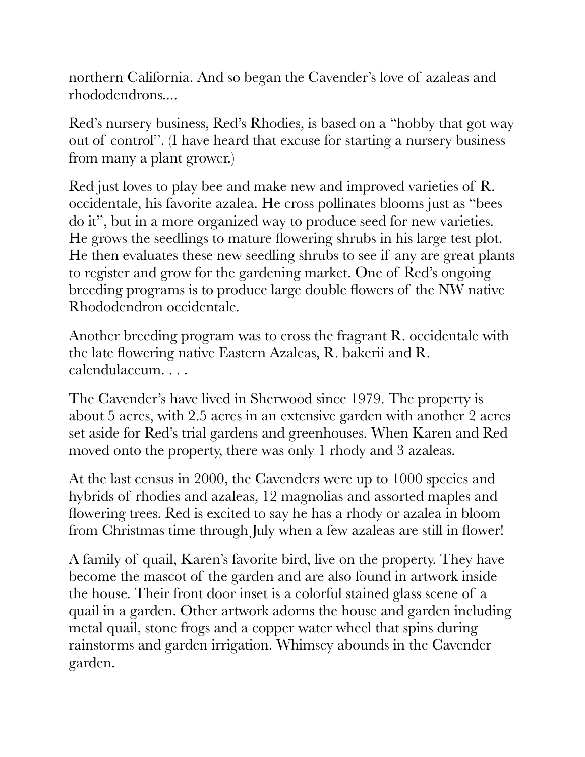northern California. And so began the Cavender's love of azaleas and rhododendrons....

Red's nursery business, Red's Rhodies, is based on a "hobby that got way out of control". (I have heard that excuse for starting a nursery business from many a plant grower.)

Red just loves to play bee and make new and improved varieties of R. occidentale, his favorite azalea. He cross pollinates blooms just as "bees do it", but in a more organized way to produce seed for new varieties. He grows the seedlings to mature flowering shrubs in his large test plot. He then evaluates these new seedling shrubs to see if any are great plants to register and grow for the gardening market. One of Red's ongoing breeding programs is to produce large double flowers of the NW native Rhododendron occidentale.

Another breeding program was to cross the fragrant R. occidentale with the late flowering native Eastern Azaleas, R. bakerii and R. calendulaceum. . . .

The Cavender's have lived in Sherwood since 1979. The property is about 5 acres, with 2.5 acres in an extensive garden with another 2 acres set aside for Red's trial gardens and greenhouses. When Karen and Red moved onto the property, there was only 1 rhody and 3 azaleas.

At the last census in 2000, the Cavenders were up to 1000 species and hybrids of rhodies and azaleas, 12 magnolias and assorted maples and flowering trees. Red is excited to say he has a rhody or azalea in bloom from Christmas time through July when a few azaleas are still in flower!

A family of quail, Karen's favorite bird, live on the property. They have become the mascot of the garden and are also found in artwork inside the house. Their front door inset is a colorful stained glass scene of a quail in a garden. Other artwork adorns the house and garden including metal quail, stone frogs and a copper water wheel that spins during rainstorms and garden irrigation. Whimsey abounds in the Cavender garden.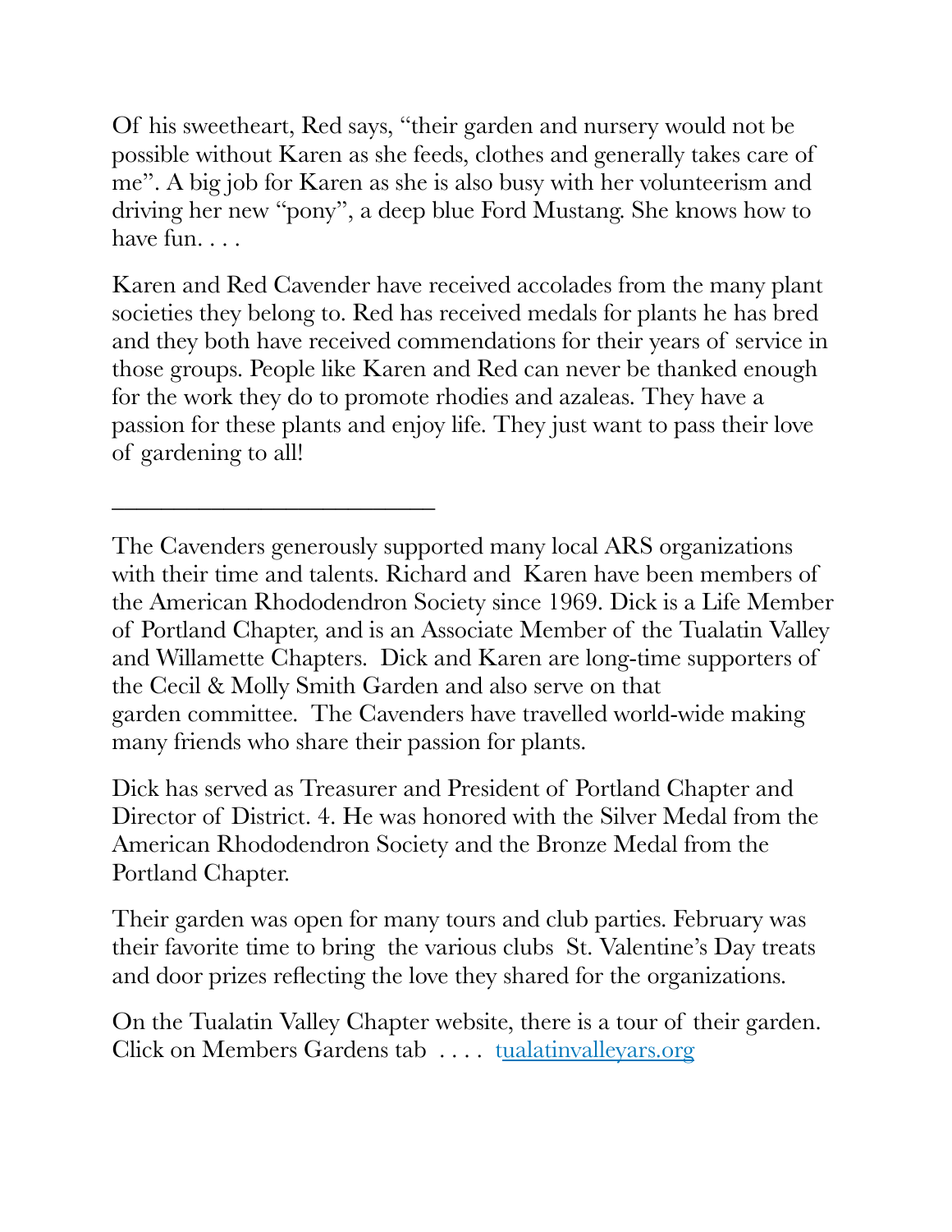Of his sweetheart, Red says, "their garden and nursery would not be possible without Karen as she feeds, clothes and generally takes care of me". A big job for Karen as she is also busy with her volunteerism and driving her new "pony", a deep blue Ford Mustang. She knows how to have fun. . . .

Karen and Red Cavender have received accolades from the many plant societies they belong to. Red has received medals for plants he has bred and they both have received commendations for their years of service in those groups. People like Karen and Red can never be thanked enough for the work they do to promote rhodies and azaleas. They have a passion for these plants and enjoy life. They just want to pass their love of gardening to all!

---

The Cavenders generously supported many local ARS organizations with their time and talents. Richard and Karen have been members of the American Rhododendron Society since 1969. Dick is a Life Member of Portland Chapter, and is an Associate Member of the Tualatin Valley and Willamette Chapters. Dick and Karen are long-time supporters of the Cecil & Molly Smith Garden and also serve on that garden committee. The Cavenders have travelled world-wide making many friends who share their passion for plants.

Dick has served as Treasurer and President of Portland Chapter and Director of District. 4. He was honored with the Silver Medal from the American Rhododendron Society and the Bronze Medal from the Portland Chapter.

Their garden was open for many tours and club parties. February was their favorite time to bring the various clubs St. Valentine's Day treats and door prizes reflecting the love they shared for the organizations.

On the Tualatin Valley Chapter website, there is a tour of their garden. Click on Members Gardens tab . . . . [tualatinvalleyars.org](tualatinvalleyars.org)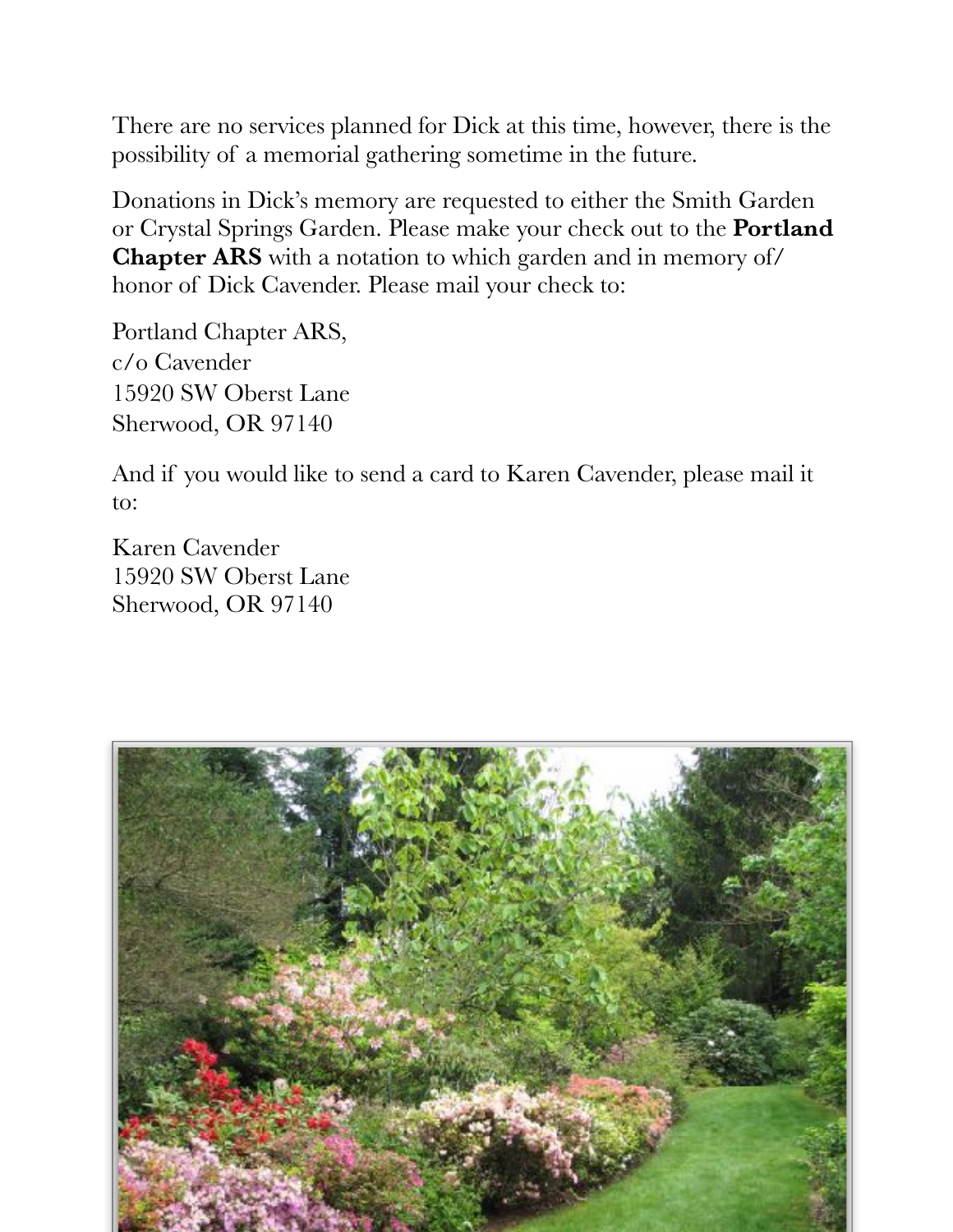There are no services planned for Dick at this time, however, there is the possibility of a memorial gathering sometime in the future.

Donations in Dick's memory are requested to either the Smith Garden or Crystal Springs Garden. Please make your check out to the **Portland Chapter ARS** with a notation to which garden and in memory of/honor of Dick Cavender. Please mail your check to:

Portland Chapter ARS,
c/o Cavender
15920 SW Oberst Lane
Sherwood, OR 97140

And if you would like to send a card to Karen Cavender, please mail it to:

Karen Cavender
15920 SW Oberst Lane
Sherwood, OR 97140